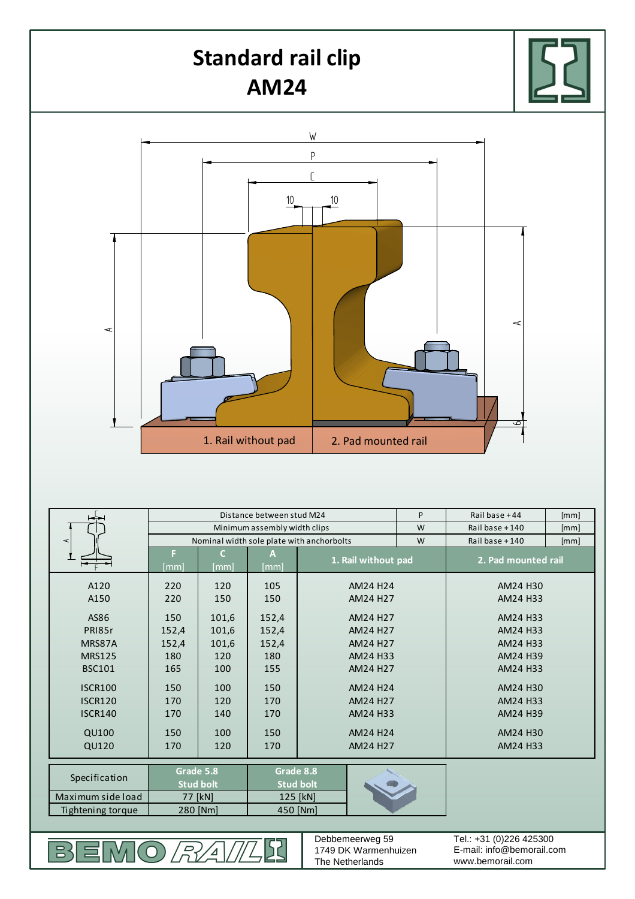# Standard rail clip AM24

1. Rail without pad
2. Pad mounted rail

| | Distance between stud M24 | | | P | Rail base +44 | [mm] |
|---|---|---|---|---|---|---|
| | Minimum assembly width clips | | | W | Rail base +140 | [mm] |
| | Nominal width sole plate with anchorbolts | | | W | Rail base +140 | [mm] |
| | F [mm] | C [mm] | A [mm] | 1. Rail without pad | 2. Pad mounted rail | |
| A120 | 220 | 120 | 105 | AM24 H24 | AM24 H30 | |
| A150 | 220 | 150 | 150 | AM24 H27 | AM24 H33 | |
| AS86 | 150 | 101,6 | 152,4 | AM24 H27 | AM24 H33 | |
| PRI85r | 152,4 | 101,6 | 152,4 | AM24 H27 | AM24 H33 | |
| MRS87A | 152,4 | 101,6 | 152,4 | AM24 H27 | AM24 H33 | |
| MRS125 | 180 | 120 | 180 | AM24 H33 | AM24 H39 | |
| BSC101 | 165 | 100 | 155 | AM24 H27 | AM24 H33 | |
| ISCR100 | 150 | 100 | 150 | AM24 H24 | AM24 H30 | |
| ISCR120 | 170 | 120 | 170 | AM24 H27 | AM24 H33 | |
| ISCR140 | 170 | 140 | 170 | AM24 H33 | AM24 H39 | |
| QU100 | 150 | 100 | 150 | AM24 H24 | AM24 H30 | |
| QU120 | 170 | 120 | 170 | AM24 H27 | AM24 H33 | |

| Specification | Grade 5.8 Stud bolt | Grade 8.8 Stud bolt |
|---|---|---|
| Maximum side load | 77 [kN] | 125 [kN] |
| Tightening torque | 280 [Nm] | 450 [Nm] |

BEMO RAIL

Debbemeerweg 59
1749 DK Warmenhuizen
The Netherlands

Tel.: +31 (0)226 425300
E-mail: info@bemorail.com
www.bemorail.com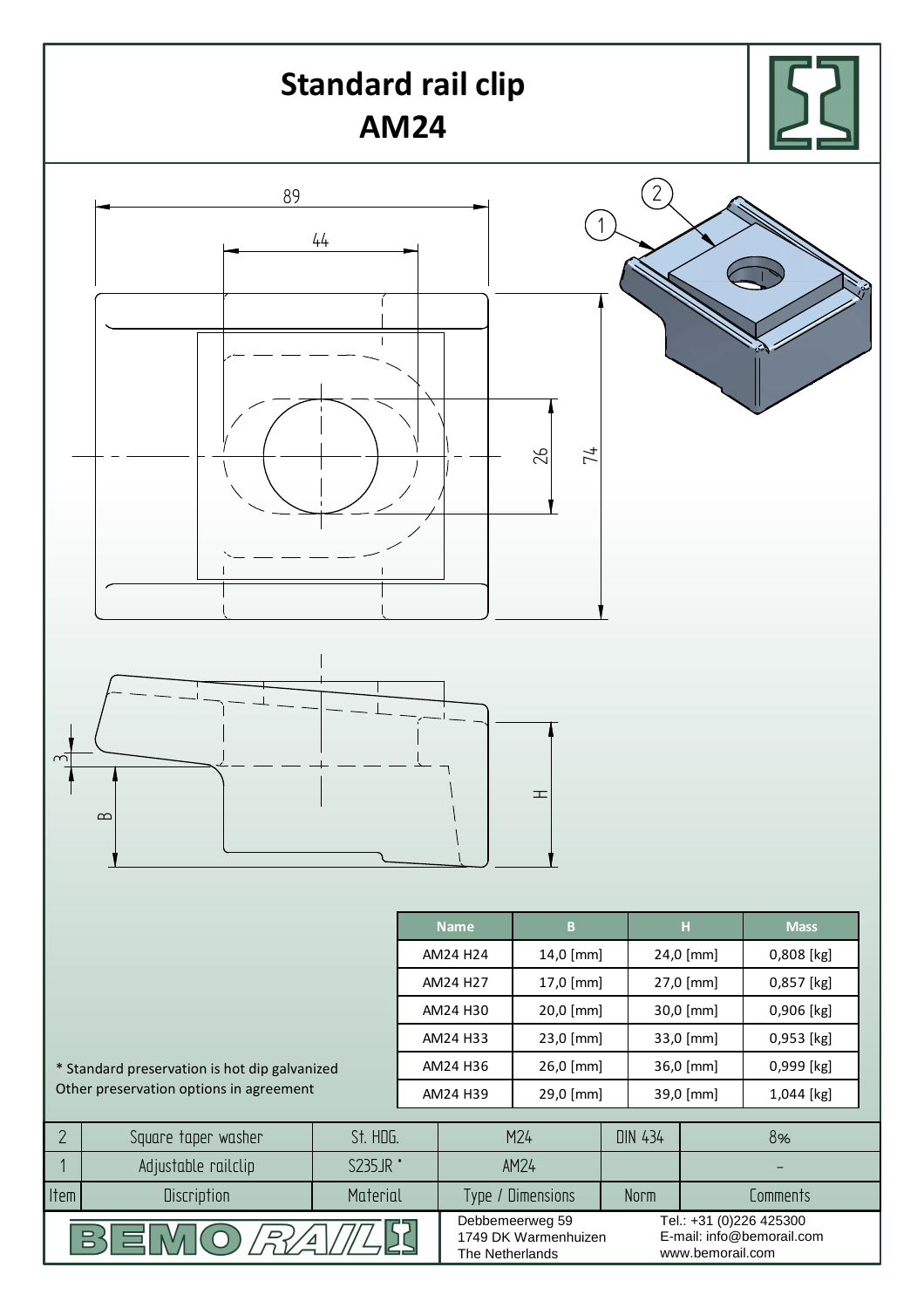# Standard rail clip AM24

89

44

26

74

3

B

H

1

2

| Name | B | H | Mass |
| --- | --- | --- | --- |
| AM24 H24 | 14,0 [mm] | 24,0 [mm] | 0,808 [kg] |
| AM24 H27 | 17,0 [mm] | 27,0 [mm] | 0,857 [kg] |
| AM24 H30 | 20,0 [mm] | 30,0 [mm] | 0,906 [kg] |
| AM24 H33 | 23,0 [mm] | 33,0 [mm] | 0,953 [kg] |
| AM24 H36 | 26,0 [mm] | 36,0 [mm] | 0,999 [kg] |
| AM24 H39 | 29,0 [mm] | 39,0 [mm] | 1,044 [kg] |

* Standard preservation is hot dip galvanized
Other preservation options in agreement

| Item | Discription | Material | Type / Dimensions | Norm | Comments |
| --- | --- | --- | --- | --- | --- |
| 2 | Square taper washer | St. HDG. | M24 | DIN 434 | 8% |
| 1 | Adjustable railclip | S235JR * | AM24 | | - |

BEMO RAIL

Debbemeerweg 59
1749 DK Warmenhuizen
The Netherlands

Tel.: +31 (0)226 425300
E-mail: info@bemorail.com
www.bemorail.com